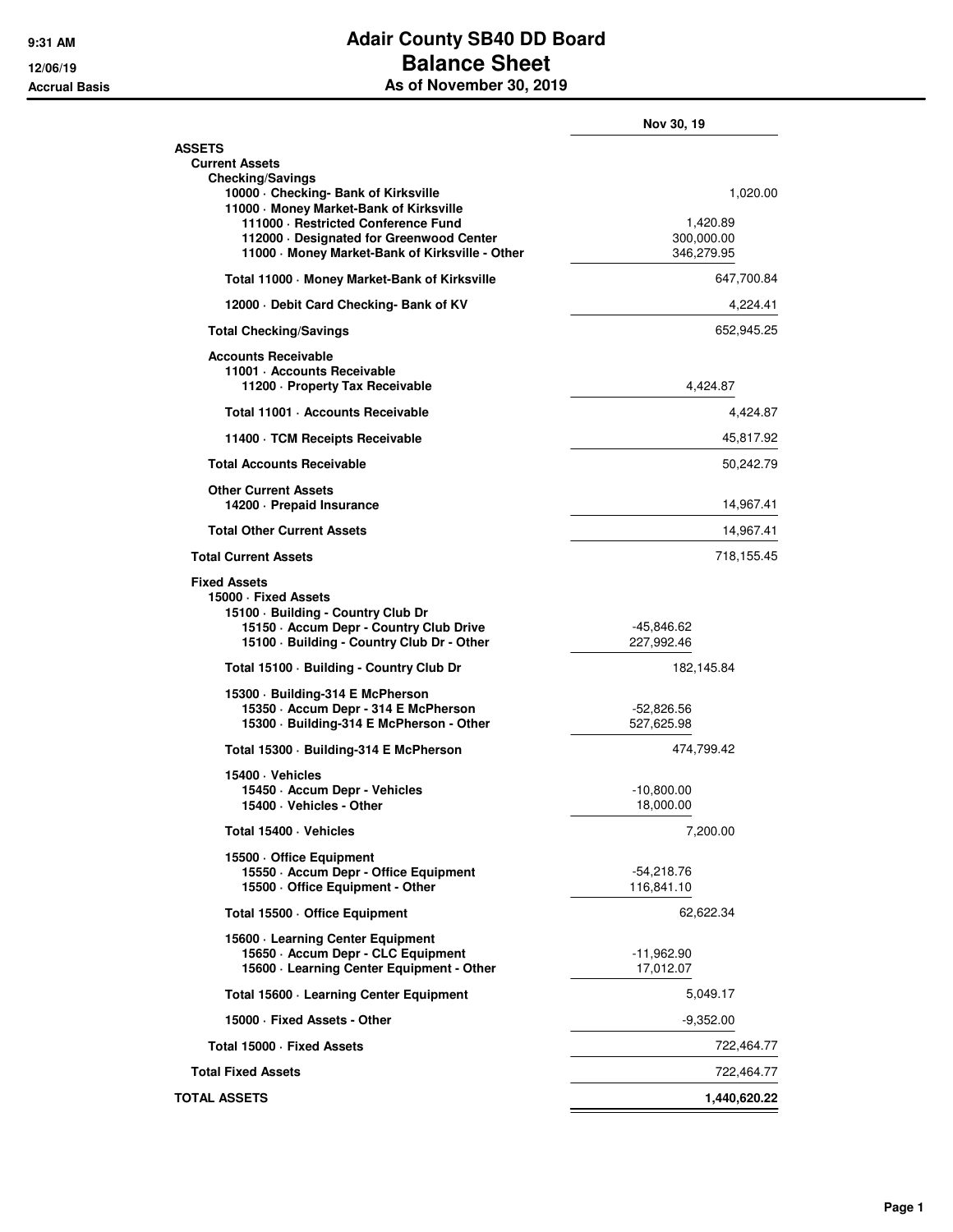# Adair County SB40 DD Board
## Balance Sheet
### As of November 30, 2019

9:31 AM
12/06/19
Accrual Basis

| | | Nov 30, 19 |
|---|---|---|
| **ASSETS** | | |
| **Current Assets** | | |
| **Checking/Savings** | | |
| 10000 · Checking- Bank of Kirksville | | 1,020.00 |
| 11000 · Money Market-Bank of Kirksville | | |
| 111000 · Restricted Conference Fund | 1,420.89 | |
| 112000 · Designated for Greenwood Center | 300,000.00 | |
| 11000 · Money Market-Bank of Kirksville - Other | 346,279.95 | |
| Total 11000 · Money Market-Bank of Kirksville | | 647,700.84 |
| 12000 · Debit Card Checking- Bank of KV | | 4,224.41 |
| **Total Checking/Savings** | | 652,945.25 |
| **Accounts Receivable** | | |
| 11001 · Accounts Receivable | | |
| 11200 · Property Tax Receivable | 4,424.87 | |
| Total 11001 · Accounts Receivable | | 4,424.87 |
| 11400 · TCM Receipts Receivable | | 45,817.92 |
| **Total Accounts Receivable** | | 50,242.79 |
| **Other Current Assets** | | |
| 14200 · Prepaid Insurance | | 14,967.41 |
| **Total Other Current Assets** | | 14,967.41 |
| **Total Current Assets** | | 718,155.45 |
| **Fixed Assets** | | |
| 15000 · Fixed Assets | | |
| 15100 · Building - Country Club Dr | | |
| 15150 · Accum Depr - Country Club Drive | -45,846.62 | |
| 15100 · Building - Country Club Dr - Other | 227,992.46 | |
| Total 15100 · Building - Country Club Dr | 182,145.84 | |
| 15300 · Building-314 E McPherson | | |
| 15350 · Accum Depr - 314 E McPherson | -52,826.56 | |
| 15300 · Building-314 E McPherson - Other | 527,625.98 | |
| Total 15300 · Building-314 E McPherson | 474,799.42 | |
| 15400 · Vehicles | | |
| 15450 · Accum Depr - Vehicles | -10,800.00 | |
| 15400 · Vehicles - Other | 18,000.00 | |
| Total 15400 · Vehicles | 7,200.00 | |
| 15500 · Office Equipment | | |
| 15550 · Accum Depr - Office Equipment | -54,218.76 | |
| 15500 · Office Equipment - Other | 116,841.10 | |
| Total 15500 · Office Equipment | 62,622.34 | |
| 15600 · Learning Center Equipment | | |
| 15650 · Accum Depr - CLC Equipment | -11,962.90 | |
| 15600 · Learning Center Equipment - Other | 17,012.07 | |
| Total 15600 · Learning Center Equipment | 5,049.17 | |
| 15000 · Fixed Assets - Other | -9,352.00 | |
| Total 15000 · Fixed Assets | | 722,464.77 |
| **Total Fixed Assets** | | 722,464.77 |
| **TOTAL ASSETS** | | **1,440,620.22** |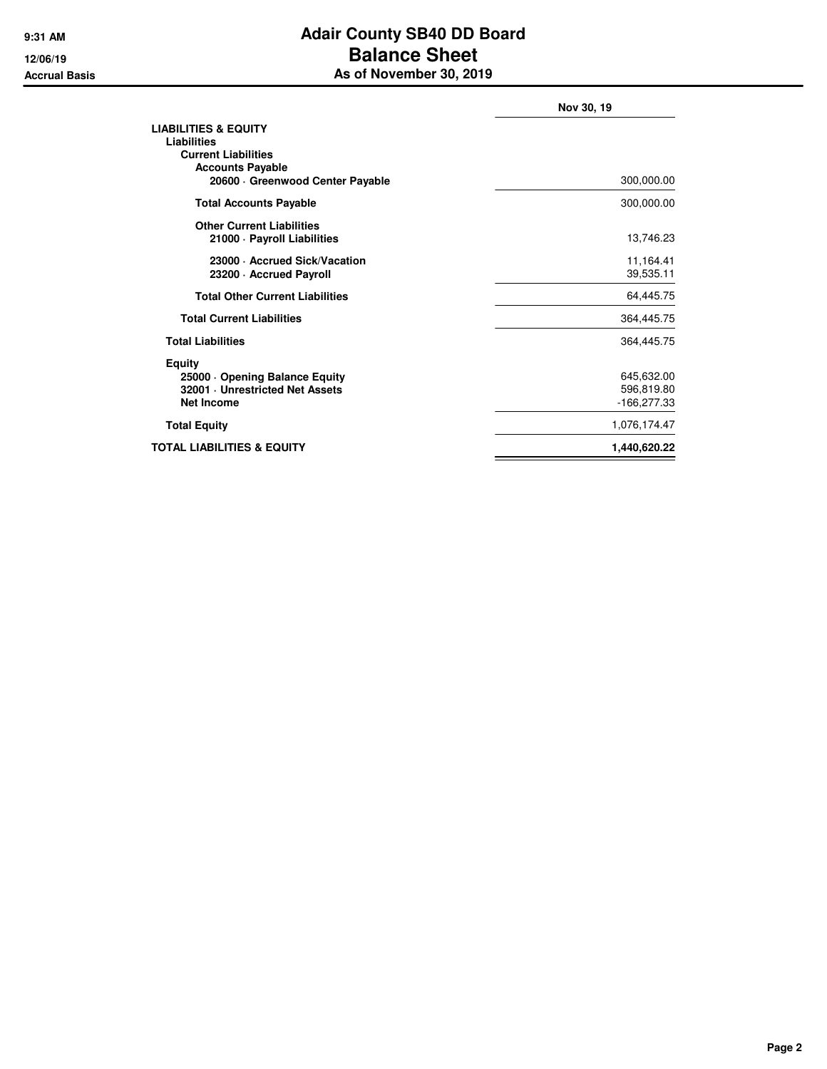# Adair County SB40 DD Board
## Balance Sheet
### As of November 30, 2019

9:31 AM
12/06/19
Accrual Basis

| | Nov 30, 19 |
|---|---|
| **LIABILITIES & EQUITY** | |
| **Liabilities** | |
| **Current Liabilities** | |
| **Accounts Payable** | |
| **20600 · Greenwood Center Payable** | 300,000.00 |
| **Total Accounts Payable** | 300,000.00 |
| **Other Current Liabilities** | |
| **21000 · Payroll Liabilities** | 13,746.23 |
| **23000 · Accrued Sick/Vacation** | 11,164.41 |
| **23200 · Accrued Payroll** | 39,535.11 |
| **Total Other Current Liabilities** | 64,445.75 |
| **Total Current Liabilities** | 364,445.75 |
| **Total Liabilities** | 364,445.75 |
| **Equity** | |
| **25000 · Opening Balance Equity** | 645,632.00 |
| **32001 · Unrestricted Net Assets** | 596,819.80 |
| **Net Income** | -166,277.33 |
| **Total Equity** | 1,076,174.47 |
| **TOTAL LIABILITIES & EQUITY** | **1,440,620.22** |